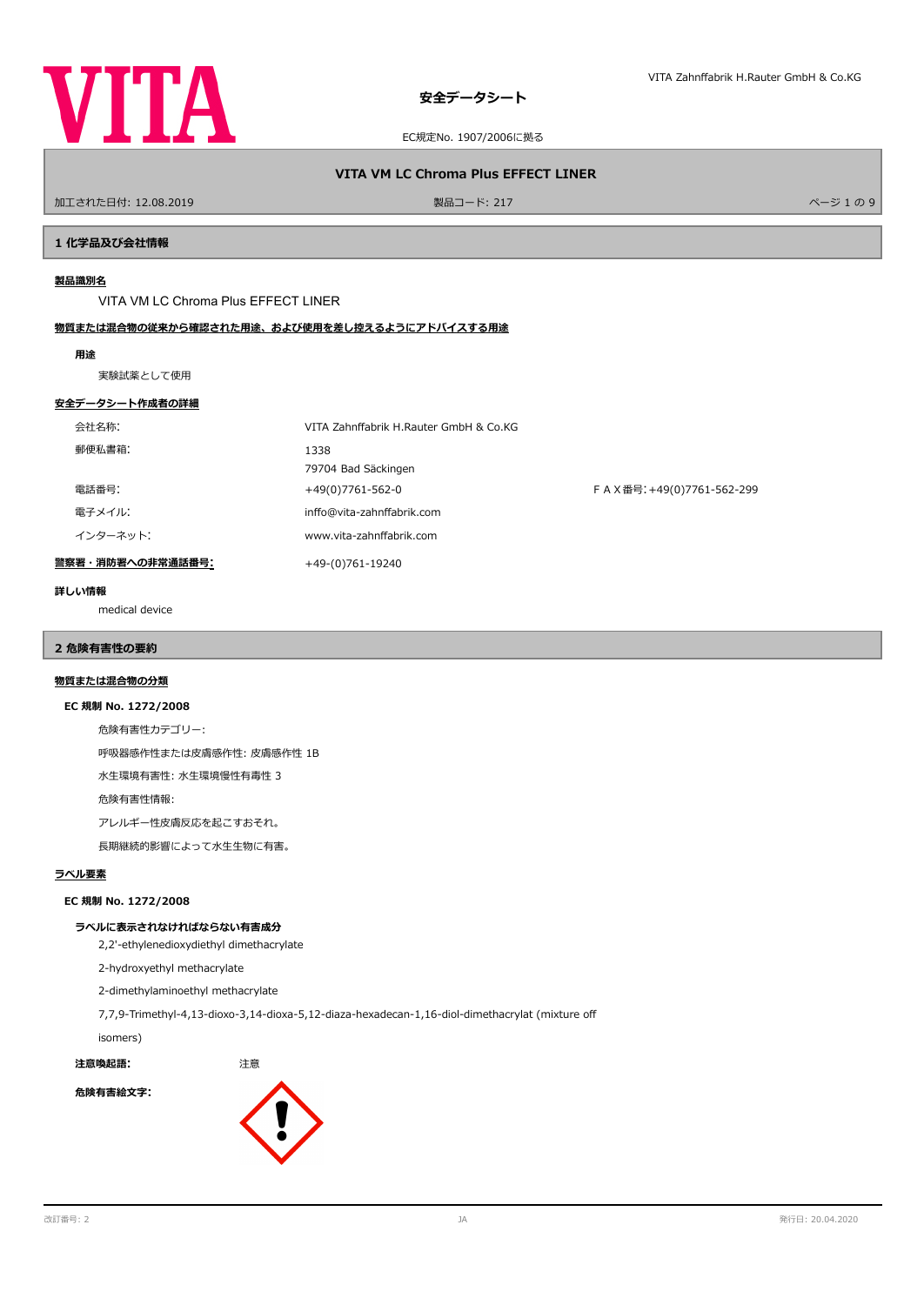# 安全データシート

EC規定No. 1907/2006に拠る

**VITA VM LC Chroma Plus EFFECT LINER**

加工された日付: 12.08.2019　　製品コード: 217

## 1 化学品及び会社情報

**製品識別名**

VITA VM LC Chroma Plus EFFECT LINER

**物質または混合物の従来から確認された用途、および使用を差し控えるようにアドバイスする用途**

**用途**

実験試薬として使用

**安全データシート作成者の詳細**

| | | |
|---|---|---|
| 会社名称: | VITA Zahnffabrik H.Rauter GmbH & Co.KG | |
| 郵便私書箱: | 1338<br>79704 Bad Säckingen | |
| 電話番号: | +49(0)7761-562-0 | ＦＡＸ番号:+49(0)7761-562-299 |
| 電子メイル: | inffo@vita-zahnffabrik.com | |
| インターネット: | www.vita-zahnffabrik.com | |
| **警察署・消防署への非常通話番号:** | +49-(0)761-19240 | |

**詳しい情報**

medical device

## 2 危険有害性の要約

**物質または混合物の分類**

**EC 規制 No. 1272/2008**

危険有害性カテゴリー:

呼吸器感作性または皮膚感作性: 皮膚感作性 1B

水生環境有害性: 水生環境慢性有毒性 3

危険有害性情報:

アレルギー性皮膚反応を起こすおそれ。

長期継続的影響によって水生生物に有害。

**ラベル要素**

**EC 規制 No. 1272/2008**

**ラベルに表示されなければならない有害成分**

2,2'-ethylenedioxydiethyl dimethacrylate

2-hydroxyethyl methacrylate

2-dimethylaminoethyl methacrylate

7,7,9-Trimethyl-4,13-dioxo-3,14-dioxa-5,12-diaza-hexadecan-1,16-diol-dimethacrylat (mixture off isomers)

**注意喚起語:**　注意

**危険有害絵文字:**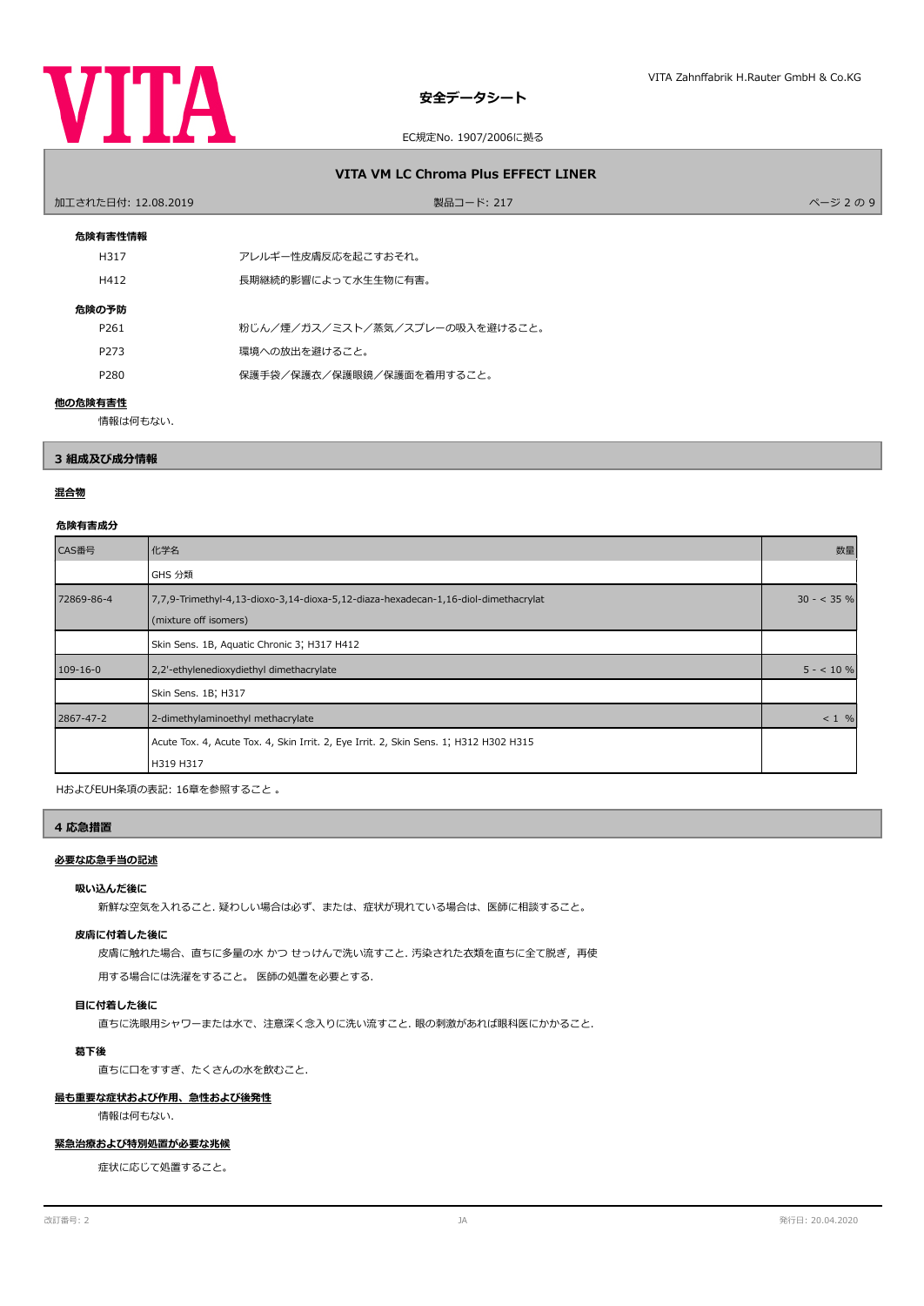**危険有害性情報**

| | |
|---|---|
| H317 | アレルギー性皮膚反応を起こすおそれ。 |
| H412 | 長期継続的影響によって水生生物に有害。 |

**危険の予防**

| | |
|---|---|
| P261 | 粉じん／煙／ガス／ミスト／蒸気／スプレーの吸入を避けること。 |
| P273 | 環境への放出を避けること。 |
| P280 | 保護手袋／保護衣／保護眼鏡／保護面を着用すること。 |

**他の危険有害性**

情報は何もない.

## 3 組成及び成分情報

**混合物**

**危険有害成分**

| CAS番号 | 化学名 | 数量 |
|---|---|---|
| | GHS 分類 | |
| 72869-86-4 | 7,7,9-Trimethyl-4,13-dioxo-3,14-dioxa-5,12-diaza-hexadecan-1,16-diol-dimethacrylat (mixture off isomers) | 30 - < 35 % |
| | Skin Sens. 1B, Aquatic Chronic 3; H317 H412 | |
| 109-16-0 | 2,2'-ethylenedioxydiethyl dimethacrylate | 5 - < 10 % |
| | Skin Sens. 1B; H317 | |
| 2867-47-2 | 2-dimethylaminoethyl methacrylate | < 1 % |
| | Acute Tox. 4, Acute Tox. 4, Skin Irrit. 2, Eye Irrit. 2, Skin Sens. 1; H312 H302 H315 H319 H317 | |

HおよびEUH条項の表記: 16章を参照すること 。

## 4 応急措置

**必要な応急手当の記述**

**吸い込んだ後に**

新鮮な空気を入れること. 疑わしい場合は必ず、または、症状が現れている場合は、医師に相談すること。

**皮膚に付着した後に**

皮膚に触れた場合、直ちに多量の水 かつ せっけんで洗い流すこと. 汚染された衣類を直ちに全て脱ぎ，再使用する場合には洗濯をすること。 医師の処置を必要とする.

**目に付着した後に**

直ちに洗眼用シャワーまたは水で、注意深く念入りに洗い流すこと. 眼の刺激があれば眼科医にかかること.

**嚥下後**

直ちに口をすすぎ、たくさんの水を飲むこと.

**最も重要な症状および作用、急性および後発性**

情報は何もない.

**緊急治療および特別処置が必要な兆候**

症状に応じて処置すること。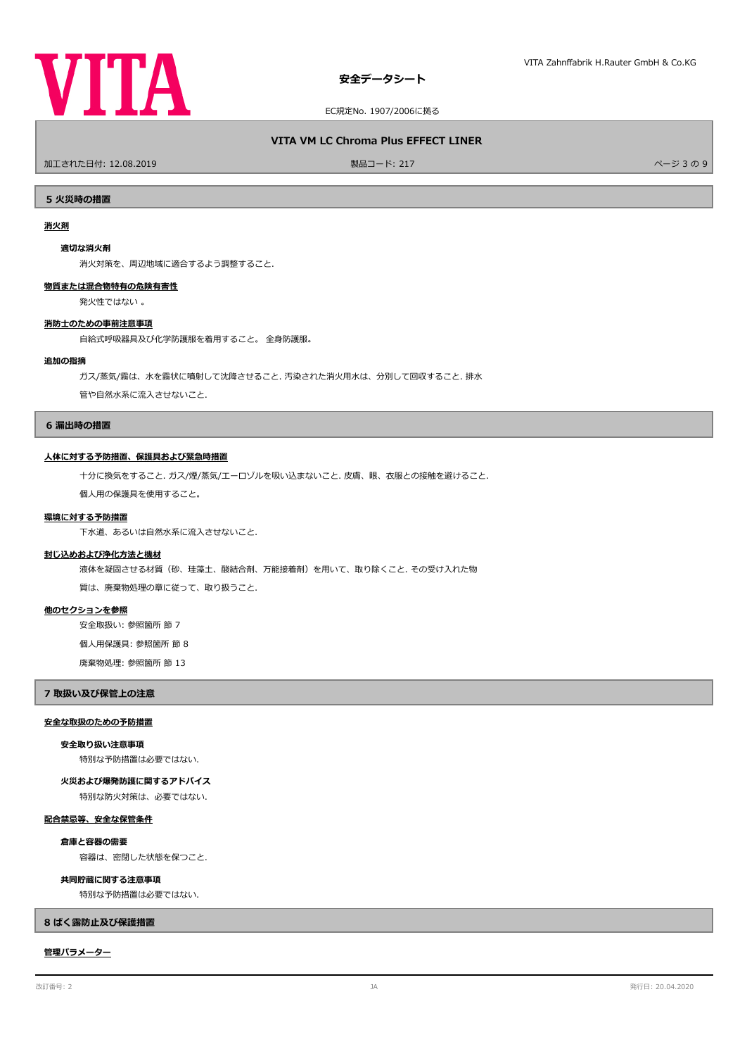## 5 火災時の措置

### 消火剤

**適切な消火剤**

消火対策を、周辺地域に適合するよう調整すること.

### 物質または混合物特有の危険有害性

発火性ではない 。

### 消防士のための事前注意事項

自給式呼吸器具及び化学防護服を着用すること。 全身防護服。

### 追加の指摘

ガス/蒸気/霧は、水を霧状に噴射して沈降させること. 汚染された消火用水は、分別して回収すること. 排水管や自然水系に流入させないこと.

## 6 漏出時の措置

### 人体に対する予防措置、保護具および緊急時措置

十分に換気をすること. ガス/煙/蒸気/エーロゾルを吸い込まないこと. 皮膚、眼、衣服との接触を避けること.

個人用の保護具を使用すること。

### 環境に対する予防措置

下水道、あるいは自然水系に流入させないこと.

### 封じ込めおよび浄化方法と機材

液体を凝固させる材質（砂、珪藻土、酸結合剤、万能接着剤）を用いて、取り除くこと. その受け入れた物質は、廃棄物処理の章に従って、取り扱うこと.

### 他のセクションを参照

安全取扱い: 参照箇所 節 7

個人用保護具: 参照箇所 節 8

廃棄物処理: 参照箇所 節 13

## 7 取扱い及び保管上の注意

### 安全な取扱のための予防措置

**安全取り扱い注意事項**

特別な予防措置は必要ではない.

**火災および爆発防護に関するアドバイス**

特別な防火対策は、必要ではない.

### 配合禁忌等、安全な保管条件

**倉庫と容器の需要**

容器は、密閉した状態を保つこと.

**共同貯蔵に関する注意事項**

特別な予防措置は必要ではない.

## 8 ばく露防止及び保護措置

### 管理パラメーター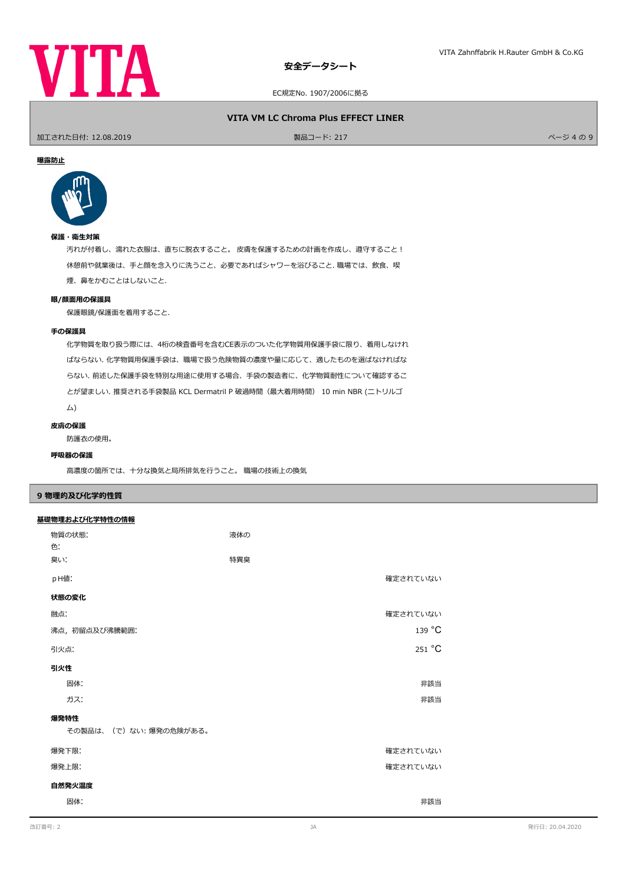**曝露防止**

**保護・衛生対策**

汚れが付着し、濡れた衣服は、直ちに脱衣すること。 皮膚を保護するための計画を作成し、遵守すること！ 休憩前や就業後は、手と顔を念入りに洗うこと、必要であればシャワーを浴びること. 職場では、飲食、喫煙、鼻をかむことはしないこと.

**眼/顔面用の保護具**

保護眼鏡/保護面を着用すること.

**手の保護具**

化学物質を取り扱う際には、4桁の検査番号を含むCE表示のついた化学物質用保護手袋に限り、着用しなければならない. 化学物質用保護手袋は、職場で扱う危険物質の濃度や量に応じて、適したものを選ばなければならない. 前述した保護手袋を特別な用途に使用する場合、手袋の製造者に、化学物質耐性について確認することが望ましい. 推奨される手袋製品 KCL Dermatril P 破過時間（最大着用時間） 10 min NBR (ニトリルゴム)

**皮膚の保護**

防護衣の使用。

**呼吸器の保護**

高濃度の箇所では、十分な換気と局所排気を行うこと。 職場の技術上の換気

## 9 物理的及び化学的性質

**基礎物理および化学特性の情報**

| | | |
|---|---|---|
| 物質の状態: | 液体の | |
| 色: | | |
| 臭い: | 特異臭 | |
| pH値: | | 確定されていない |

**状態の変化**

| | |
|---|---|
| 融点: | 確定されていない |
| 沸点，初留点及び沸騰範囲: | 139 °C |
| 引火点: | 251 °C |

**引火性**

| | |
|---|---|
| 固体: | 非該当 |
| ガス: | 非該当 |

**爆発特性**

その製品は、（で）ない: 爆発の危険がある。

| | |
|---|---|
| 爆発下限: | 確定されていない |
| 爆発上限: | 確定されていない |

**自然発火温度**

| | |
|---|---|
| 固体: | 非該当 |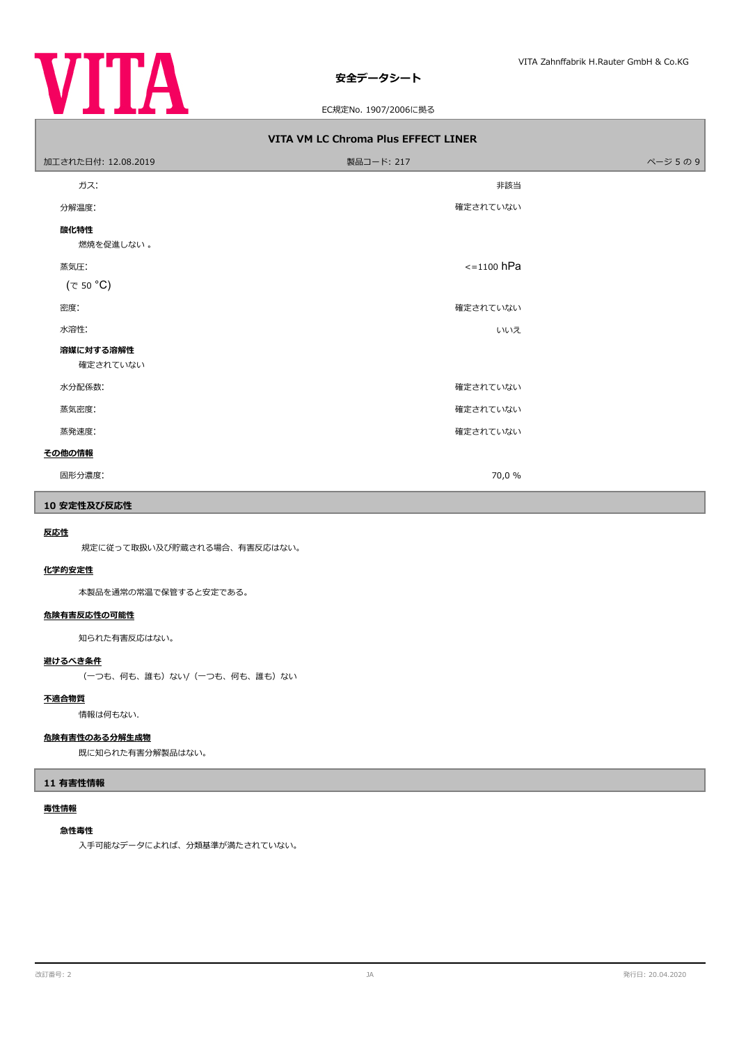| | |
|---|---|
| ガス: | 非該当 |
| 分解温度: | 確定されていない |

**酸化特性**

燃焼を促進しない 。

| | |
|---|---|
| 蒸気圧: （で 50 °C） | <=1100 hPa |
| 密度: | 確定されていない |
| 水溶性: | いいえ |

**溶媒に対する溶解性**

確定されていない

| | |
|---|---|
| 水分配係数: | 確定されていない |
| 蒸気密度: | 確定されていない |
| 蒸発速度: | 確定されていない |

**その他の情報**

| | |
|---|---|
| 固形分濃度: | 70,0 % |

## 10 安定性及び反応性

**反応性**

規定に従って取扱い及び貯蔵される場合、有害反応はない。

**化学的安定性**

本製品を通常の常温で保管すると安定である。

**危険有害反応性の可能性**

知られた有害反応はない。

**避けるべき条件**

（一つも、何も、誰も）ない/（一つも、何も、誰も）ない

**不適合物質**

情報は何もない.

**危険有害性のある分解生成物**

既に知られた有害分解製品はない。

## 11 有害性情報

**毒性情報**

**急性毒性**

入手可能なデータによれば、分類基準が満たされていない。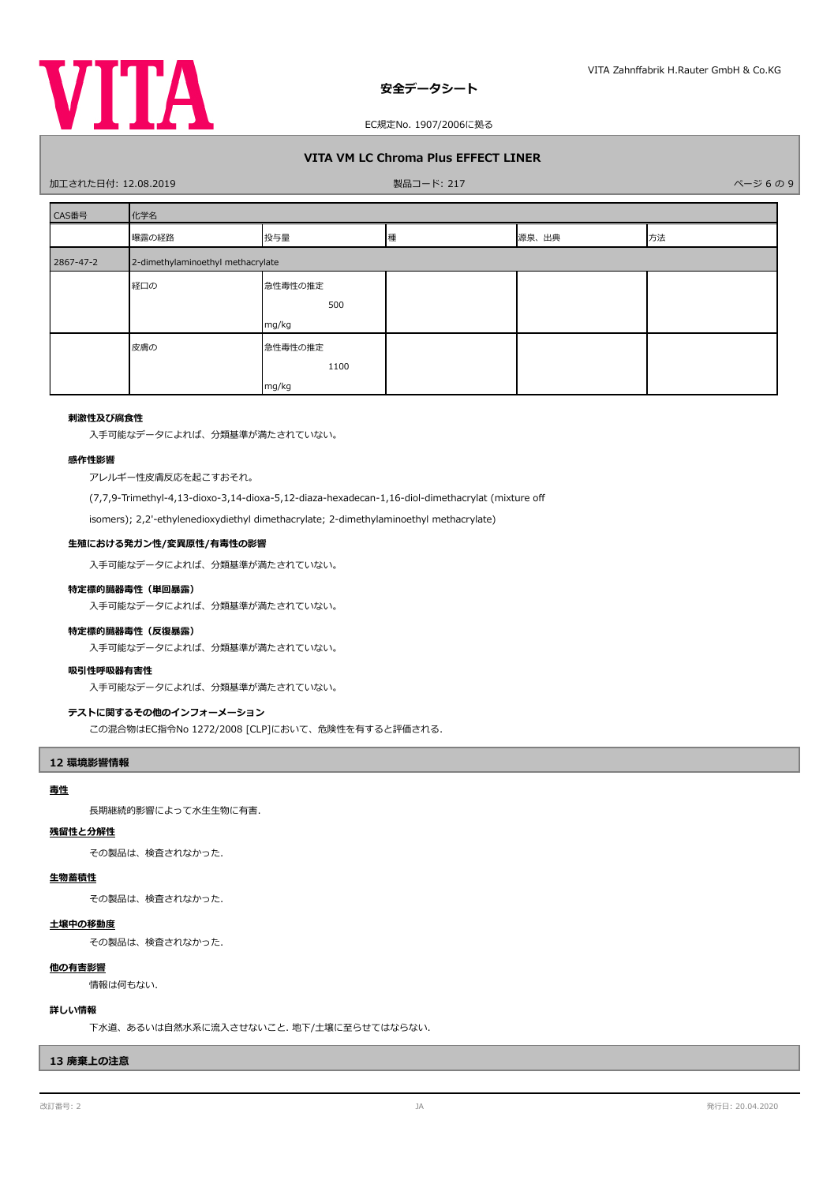| CAS番号 | 化学名 | | | | |
|---|---|---|---|---|---|
| | 曝露の経路 | 投与量 | 種 | 源泉、出典 | 方法 |
| 2867-47-2 | 2-dimethylaminoethyl methacrylate | | | | |
| | 経口の | 急性毒性の推定 500 mg/kg | | | |
| | 皮膚の | 急性毒性の推定 1100 mg/kg | | | |

**刺激性及び腐食性**

入手可能なデータによれば、分類基準が満たされていない。

**感作性影響**

アレルギー性皮膚反応を起こすおそれ。

(7,7,9-Trimethyl-4,13-dioxo-3,14-dioxa-5,12-diaza-hexadecan-1,16-diol-dimethacrylat (mixture off isomers); 2,2'-ethylenedioxydiethyl dimethacrylate; 2-dimethylaminoethyl methacrylate)

**生殖における発ガン性/変異原性/有毒性の影響**

入手可能なデータによれば、分類基準が満たされていない。

**特定標的臓器毒性（単回暴露）**

入手可能なデータによれば、分類基準が満たされていない。

**特定標的臓器毒性（反復暴露）**

入手可能なデータによれば、分類基準が満たされていない。

**吸引性呼吸器有害性**

入手可能なデータによれば、分類基準が満たされていない。

**テストに関するその他のインフォーメーション**

この混合物はEC指令No 1272/2008 [CLP]において、危険性を有すると評価される.

## 12 環境影響情報

**毒性**

長期継続的影響によって水生生物に有害.

**残留性と分解性**

その製品は、検査されなかった.

**生物蓄積性**

その製品は、検査されなかった.

**土壌中の移動度**

その製品は、検査されなかった.

**他の有害影響**

情報は何もない.

**詳しい情報**

下水道、あるいは自然水系に流入させないこと. 地下/土壌に至らせてはならない.

## 13 廃棄上の注意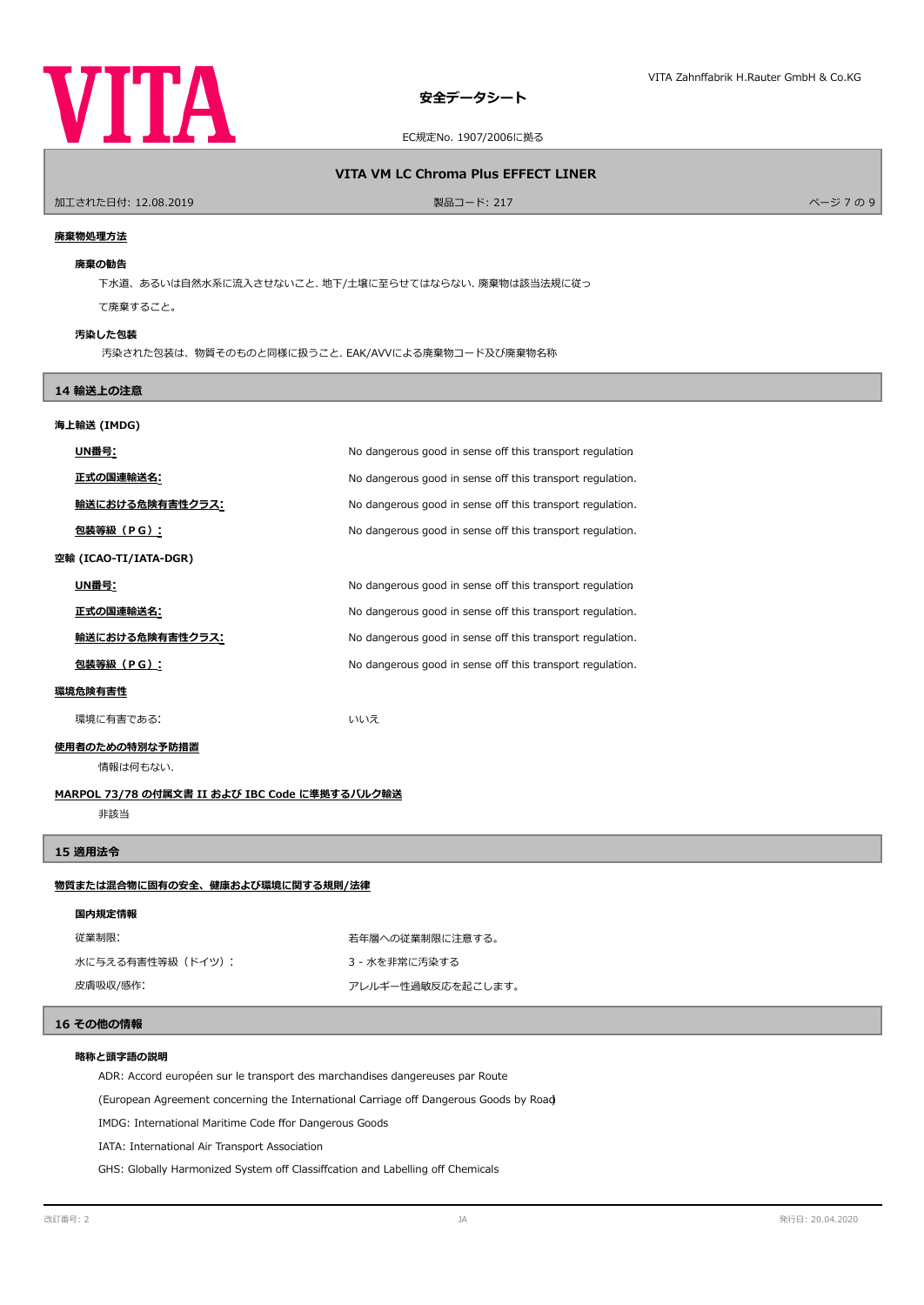#### 廃棄物処理方法

##### 廃棄の勧告

下水道、あるいは自然水系に流入させないこと. 地下/土壌に至らせてはならない. 廃棄物は該当法規に従って廃棄すること。

##### 汚染した包装

汚染された包装は、物質そのものと同様に扱うこと. EAK/AVVによる廃棄物コード及び廃棄物名称

## 14 輸送上の注意

#### 海上輸送 (IMDG)

| | |
|---|---|
| **UN番号:** | No dangerous good in sense off this transport regulation |
| **正式の国連輸送名:** | No dangerous good in sense off this transport regulation. |
| **輸送における危険有害性クラス:** | No dangerous good in sense off this transport regulation. |
| **包装等級（ＰＧ）:** | No dangerous good in sense off this transport regulation. |

#### 空輸 (ICAO-TI/IATA-DGR)

| | |
|---|---|
| **UN番号:** | No dangerous good in sense off this transport regulation |
| **正式の国連輸送名:** | No dangerous good in sense off this transport regulation. |
| **輸送における危険有害性クラス:** | No dangerous good in sense off this transport regulation. |
| **包装等級（ＰＧ）:** | No dangerous good in sense off this transport regulation. |

#### 環境危険有害性

| | |
|---|---|
| 環境に有害である: | いいえ |

#### 使用者のための特別な予防措置

情報は何もない.

#### MARPOL 73/78 の付属文書 II および IBC Code に準拠するバルク輸送

非該当

## 15 適用法令

#### 物質または混合物に固有の安全、健康および環境に関する規則/法律

##### 国内規定情報

| | |
|---|---|
| 従業制限: | 若年層への従業制限に注意する。 |
| 水に与える有害性等級（ドイツ）: | 3 - 水を非常に汚染する |
| 皮膚吸収/感作: | アレルギー性過敏反応を起こします。 |

## 16 その他の情報

##### 略称と頭字語の説明

ADR: Accord européen sur le transport des marchandises dangereuses par Route

(European Agreement concerning the International Carriage off Dangerous Goods by Road)

IMDG: International Maritime Code ffor Dangerous Goods

IATA: International Air Transport Association

GHS: Globally Harmonized System off Classiffcation and Labelling off Chemicals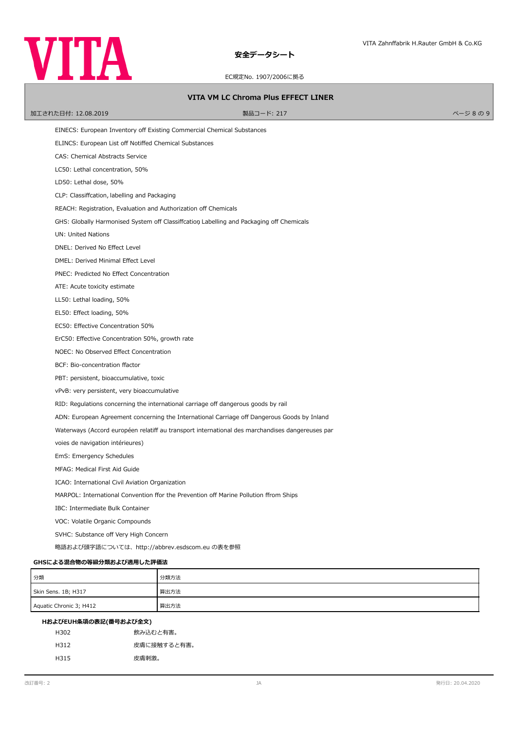EINECS: European Inventory off Existing Commercial Chemical Substances

ELINCS: European List off Notiffed Chemical Substances

CAS: Chemical Abstracts Service

LC50: Lethal concentration, 50%

LD50: Lethal dose, 50%

CLP: Classiffcation, labelling and Packaging

REACH: Registration, Evaluation and Authorization off Chemicals

GHS: Globally Harmonised System off Classiffcation Labelling and Packaging off Chemicals

UN: United Nations

DNEL: Derived No Effect Level

DMEL: Derived Minimal Effect Level

PNEC: Predicted No Effect Concentration

ATE: Acute toxicity estimate

LL50: Lethal loading, 50%

EL50: Effect loading, 50%

EC50: Effective Concentration 50%

ErC50: Effective Concentration 50%, growth rate

NOEC: No Observed Effect Concentration

BCF: Bio-concentration ffactor

PBT: persistent, bioaccumulative, toxic

vPvB: very persistent, very bioaccumulative

RID: Regulations concerning the international carriage off dangerous goods by rail

ADN: European Agreement concerning the International Carriage off Dangerous Goods by Inland Waterways (Accord européen relatiff au transport international des marchandises dangereuses par voies de navigation intérieures)

EmS: Emergency Schedules

MFAG: Medical First Aid Guide

ICAO: International Civil Aviation Organization

MARPOL: International Convention ffor the Prevention off Marine Pollution ffrom Ships

IBC: Intermediate Bulk Container

VOC: Volatile Organic Compounds

SVHC: Substance off Very High Concern

略語および頭字語については、http://abbrev.esdscom.eu の表を参照

**GHSによる混合物の等級分類および適用した評価法**

| 分類 | 分類方法 |
| --- | --- |
| Skin Sens. 1B; H317 | 算出方法 |
| Aquatic Chronic 3; H412 | 算出方法 |

**HおよびEUH条項の表記(番号および全文)**

| | |
| --- | --- |
| H302 | 飲み込むと有害。 |
| H312 | 皮膚に接触すると有害。 |
| H315 | 皮膚刺激。 |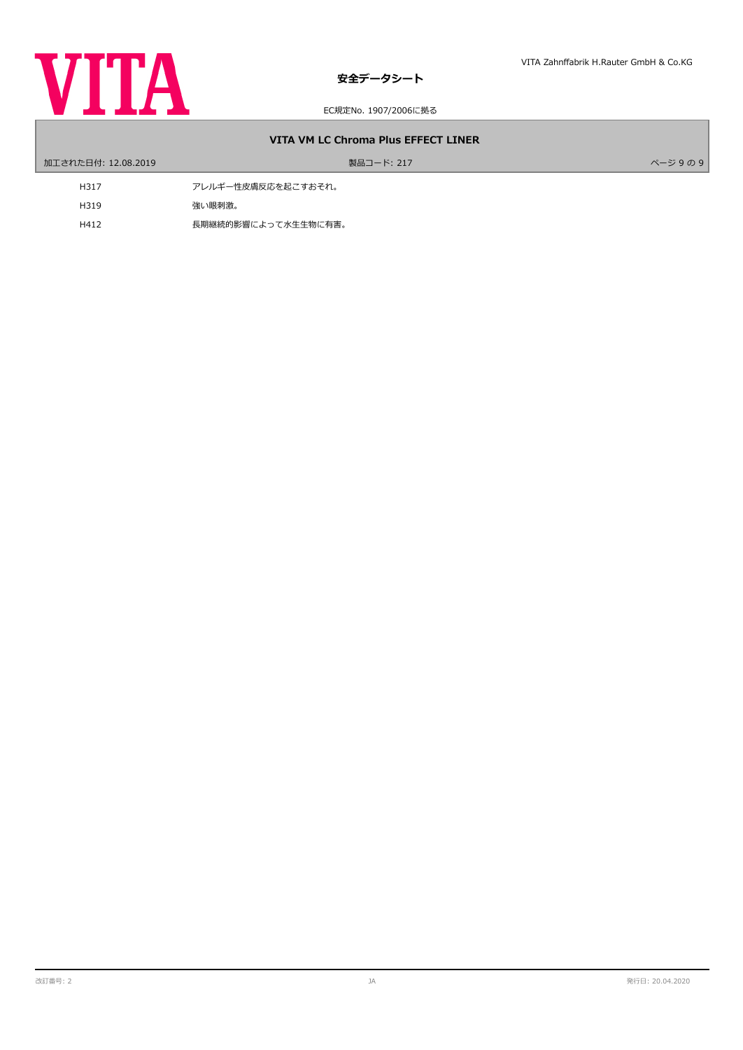| | |
|---|---|
| H317 | アレルギー性皮膚反応を起こすおそれ。 |
| H319 | 強い眼刺激。 |
| H412 | 長期継続的影響によって水生生物に有害。 |